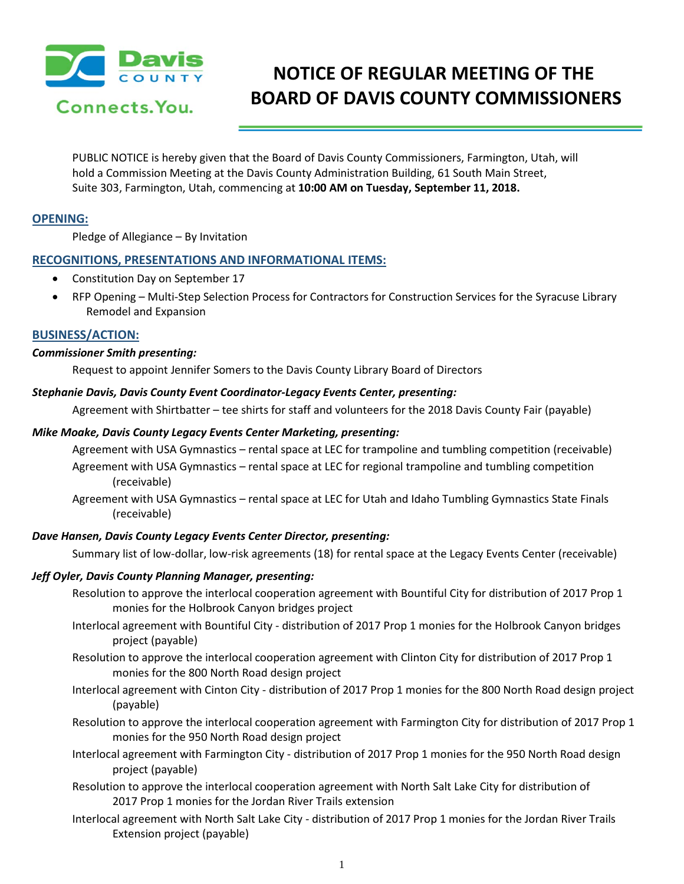# NOTICE OF REGULAR MEETING OF THE BOARD OF DAVIS COUNTY COMMISSIONERS

PUBLIC NOTICE is hereby given that the Board of Davis County Commissioners, Farmington, Utah, will hold a Commission Meeting at the Davis County Administration Building, 61 South Main Street, Suite 303, Farmington, Utah, commencing at **10:00 AM on Tuesday, September 11, 2018.**

## OPENING:

Pledge of Allegiance – By Invitation

## RECOGNITIONS, PRESENTATIONS AND INFORMATIONAL ITEMS:

- Constitution Day on September 17
- RFP Opening – Multi-Step Selection Process for Contractors for Construction Services for the Syracuse Library Remodel and Expansion

## BUSINESS/ACTION:

***Commissioner Smith presenting:***

Request to appoint Jennifer Somers to the Davis County Library Board of Directors

***Stephanie Davis, Davis County Event Coordinator-Legacy Events Center, presenting:***

Agreement with Shirtbatter – tee shirts for staff and volunteers for the 2018 Davis County Fair (payable)

***Mike Moake, Davis County Legacy Events Center Marketing, presenting:***

Agreement with USA Gymnastics – rental space at LEC for trampoline and tumbling competition (receivable)

Agreement with USA Gymnastics – rental space at LEC for regional trampoline and tumbling competition (receivable)

Agreement with USA Gymnastics – rental space at LEC for Utah and Idaho Tumbling Gymnastics State Finals (receivable)

***Dave Hansen, Davis County Legacy Events Center Director, presenting:***

Summary list of low-dollar, low-risk agreements (18) for rental space at the Legacy Events Center (receivable)

***Jeff Oyler, Davis County Planning Manager, presenting:***

Resolution to approve the interlocal cooperation agreement with Bountiful City for distribution of 2017 Prop 1 monies for the Holbrook Canyon bridges project

Interlocal agreement with Bountiful City - distribution of 2017 Prop 1 monies for the Holbrook Canyon bridges project (payable)

Resolution to approve the interlocal cooperation agreement with Clinton City for distribution of 2017 Prop 1 monies for the 800 North Road design project

Interlocal agreement with Cinton City - distribution of 2017 Prop 1 monies for the 800 North Road design project (payable)

Resolution to approve the interlocal cooperation agreement with Farmington City for distribution of 2017 Prop 1 monies for the 950 North Road design project

Interlocal agreement with Farmington City - distribution of 2017 Prop 1 monies for the 950 North Road design project (payable)

Resolution to approve the interlocal cooperation agreement with North Salt Lake City for distribution of 2017 Prop 1 monies for the Jordan River Trails extension

Interlocal agreement with North Salt Lake City - distribution of 2017 Prop 1 monies for the Jordan River Trails Extension project (payable)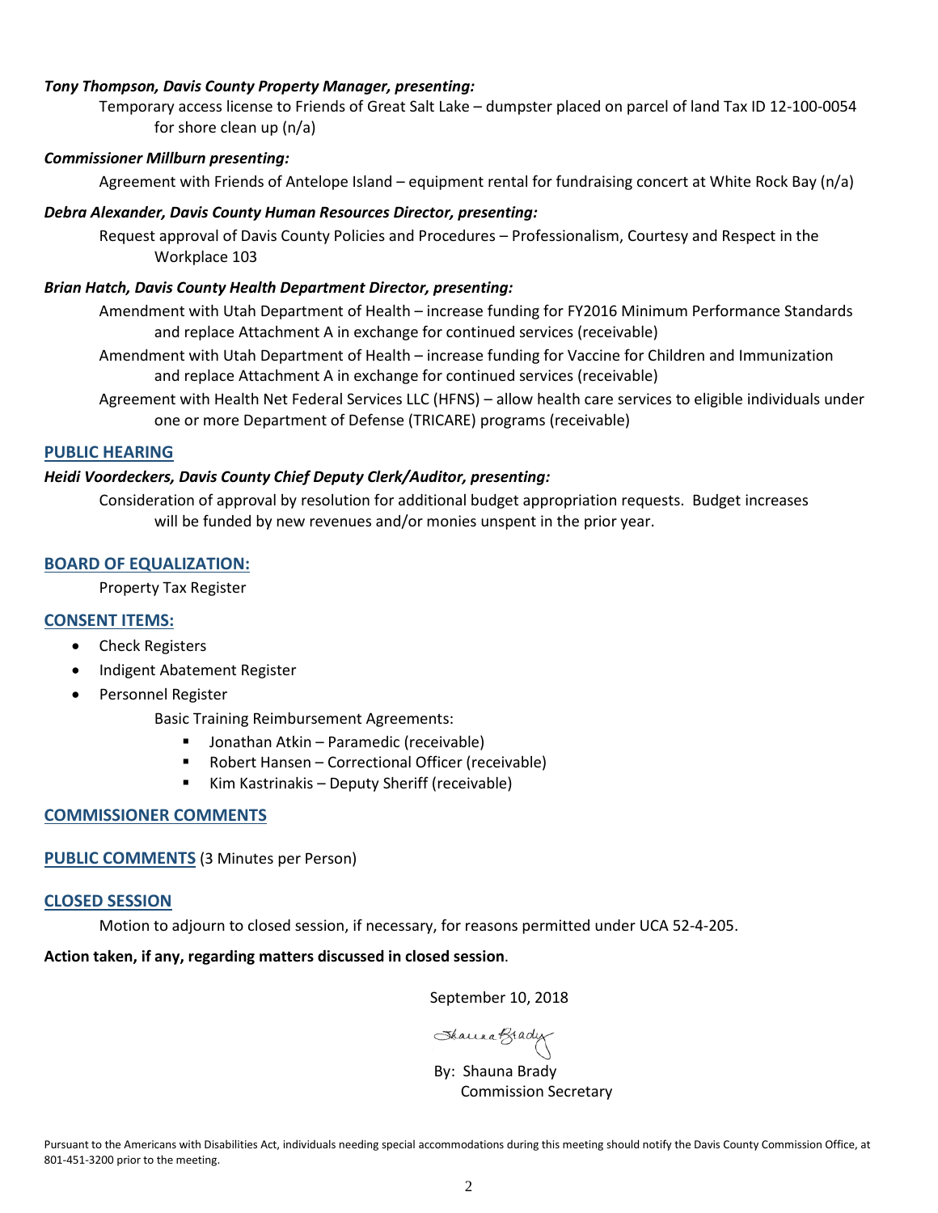***Tony Thompson, Davis County Property Manager, presenting:***

Temporary access license to Friends of Great Salt Lake – dumpster placed on parcel of land Tax ID 12-100-0054 for shore clean up (n/a)

***Commissioner Millburn presenting:***

Agreement with Friends of Antelope Island – equipment rental for fundraising concert at White Rock Bay (n/a)

***Debra Alexander, Davis County Human Resources Director, presenting:***

Request approval of Davis County Policies and Procedures – Professionalism, Courtesy and Respect in the Workplace 103

***Brian Hatch, Davis County Health Department Director, presenting:***

Amendment with Utah Department of Health – increase funding for FY2016 Minimum Performance Standards and replace Attachment A in exchange for continued services (receivable)

Amendment with Utah Department of Health – increase funding for Vaccine for Children and Immunization and replace Attachment A in exchange for continued services (receivable)

Agreement with Health Net Federal Services LLC (HFNS) – allow health care services to eligible individuals under one or more Department of Defense (TRICARE) programs (receivable)

## PUBLIC HEARING

***Heidi Voordeckers, Davis County Chief Deputy Clerk/Auditor, presenting:***

Consideration of approval by resolution for additional budget appropriation requests. Budget increases will be funded by new revenues and/or monies unspent in the prior year.

## BOARD OF EQUALIZATION:

Property Tax Register

## CONSENT ITEMS:

- Check Registers
- Indigent Abatement Register
- Personnel Register

Basic Training Reimbursement Agreements:

- Jonathan Atkin – Paramedic (receivable)
- Robert Hansen – Correctional Officer (receivable)
- Kim Kastrinakis – Deputy Sheriff (receivable)

## COMMISSIONER COMMENTS

## PUBLIC COMMENTS (3 Minutes per Person)

## CLOSED SESSION

Motion to adjourn to closed session, if necessary, for reasons permitted under UCA 52-4-205.

**Action taken, if any, regarding matters discussed in closed session**.

September 10, 2018

Shauna Brady

By: Shauna Brady
Commission Secretary

Pursuant to the Americans with Disabilities Act, individuals needing special accommodations during this meeting should notify the Davis County Commission Office, at 801-451-3200 prior to the meeting.